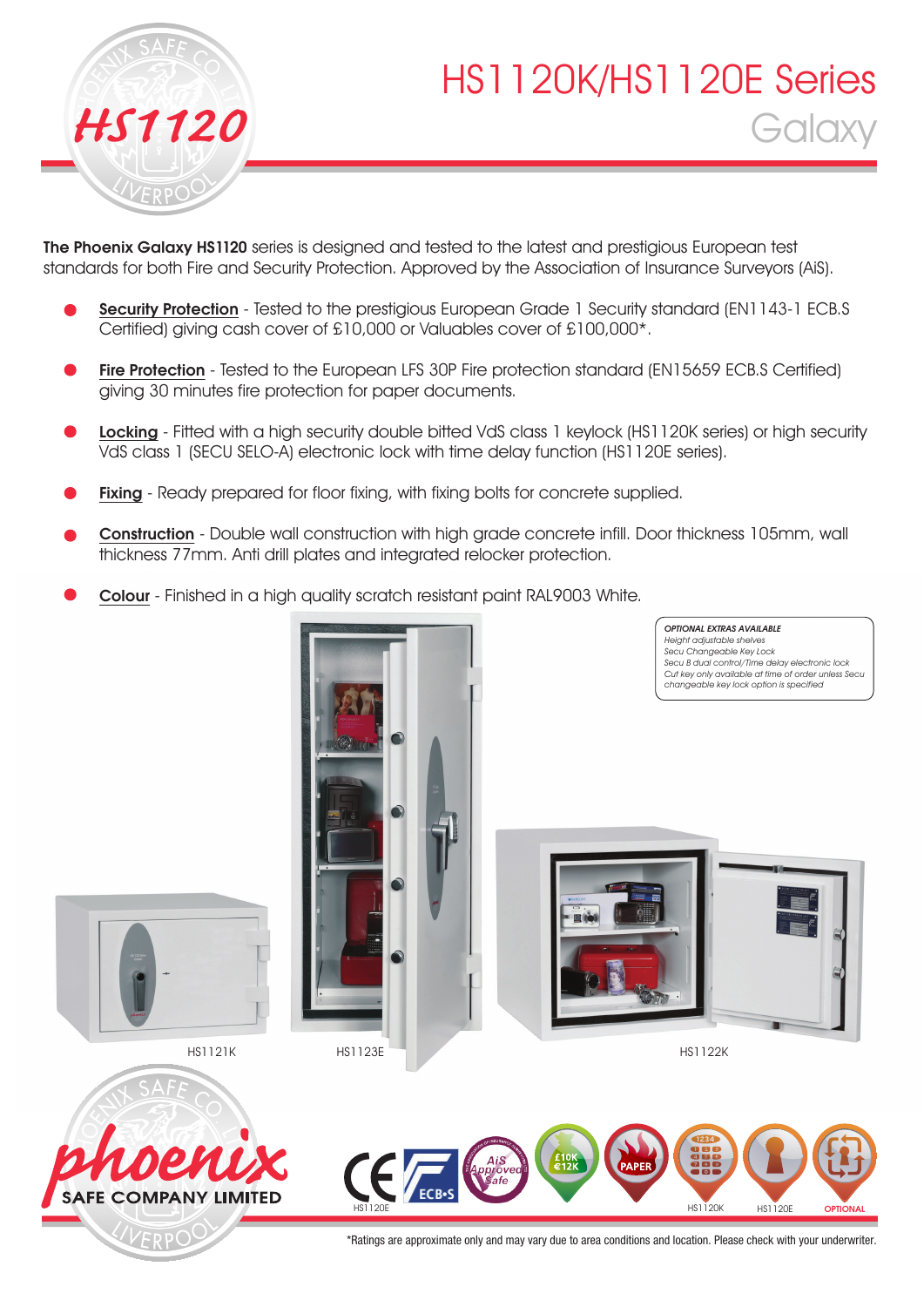# HS1120K/HS1120E Series

## Galaxy

**The Phoenix Galaxy HS1120** series is designed and tested to the latest and prestigious European test standards for both Fire and Security Protection. Approved by the Association of Insurance Surveyors (AiS).

- **Security Protection** - Tested to the prestigious European Grade 1 Security standard (EN1143-1 ECB.S Certified) giving cash cover of £10,000 or Valuables cover of £100,000*.
- **Fire Protection** - Tested to the European LFS 30P Fire protection standard (EN15659 ECB.S Certified) giving 30 minutes fire protection for paper documents.
- **Locking** - Fitted with a high security double bitted VdS class 1 keylock (HS1120K series) or high security VdS class 1 (SECU SELO-A) electronic lock with time delay function (HS1120E series).
- **Fixing** - Ready prepared for floor fixing, with fixing bolts for concrete supplied.
- **Construction** - Double wall construction with high grade concrete infill. Door thickness 105mm, wall thickness 77mm. Anti drill plates and integrated relocker protection.
- **Colour** - Finished in a high quality scratch resistant paint RAL9003 White.

*OPTIONAL EXTRAS AVAILABLE*
*Height adjustable shelves*
*Secu Changeable Key Lock*
*Secu B dual control/Time delay electronic lock*
*Cut key only available at time of order unless Secu changeable key lock option is specified*

HS1121K

HS1123E

HS1122K

phoenix SAFE COMPANY LIMITED

HS1120E £10K €12K PAPER HS1120K HS1120E OPTIONAL

*Ratings are approximate only and may vary due to area conditions and location. Please check with your underwriter.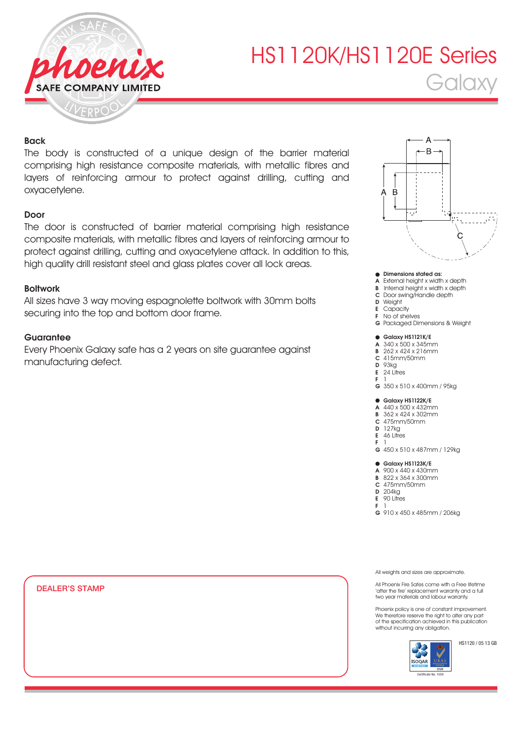# HS1120K/HS1120E Series

## Galaxy

### Back

The body is constructed of a unique design of the barrier material comprising high resistance composite materials, with metallic fibres and layers of reinforcing armour to protect against drilling, cutting and oxyacetylene.

### Door

The door is constructed of barrier material comprising high resistance composite materials, with metallic fibres and layers of reinforcing armour to protect against drilling, cutting and oxyacetylene attack. In addition to this, high quality drill resistant steel and glass plates cover all lock areas.

### Boltwork

All sizes have 3 way moving espagnolette boltwork with 30mm bolts securing into the top and bottom door frame.

### Guarantee

Every Phoenix Galaxy safe has a 2 years on site guarantee against manufacturing defect.

A
B
A B
C

- **Dimensions stated as:**
  - **A** External height x width x depth
  - **B** Internal height x width x depth
  - **C** Door swing/Handle depth
  - **D** Weight
  - **E** Capacity
  - **F** No of shelves
  - **G** Packaged Dimensions & Weight

- **Galaxy HS1121K/E**
  - **A** 340 x 500 x 345mm
  - **B** 262 x 424 x 216mm
  - **C** 415mm/50mm
  - **D** 93kg
  - **E** 24 Litres
  - **F** 1
  - **G** 350 x 510 x 400mm / 95kg

- **Galaxy HS1122K/E**
  - **A** 440 x 500 x 432mm
  - **B** 362 x 424 x 302mm
  - **C** 475mm/50mm
  - **D** 127kg
  - **E** 46 Litres
  - **F** 1
  - **G** 450 x 510 x 487mm / 129kg

- **Galaxy HS1123K/E**
  - **A** 900 x 440 x 430mm
  - **B** 822 x 364 x 300mm
  - **C** 475mm/50mm
  - **D** 204kg
  - **E** 90 Litres
  - **F** 1
  - **G** 910 x 450 x 485mm / 206kg

DEALER'S STAMP

All weights and sizes are approximate.

All Phoenix Fire Safes come with a Free lifetime 'after the fire' replacement warranty and a full two year materials and labour warranty.

Phoenix policy is one of constant improvement. We therefore reserve the right to alter any part of the specification achieved in this publication without incurring any obligation.

HS1120 / 05 13 GB

Certificate No. 1059